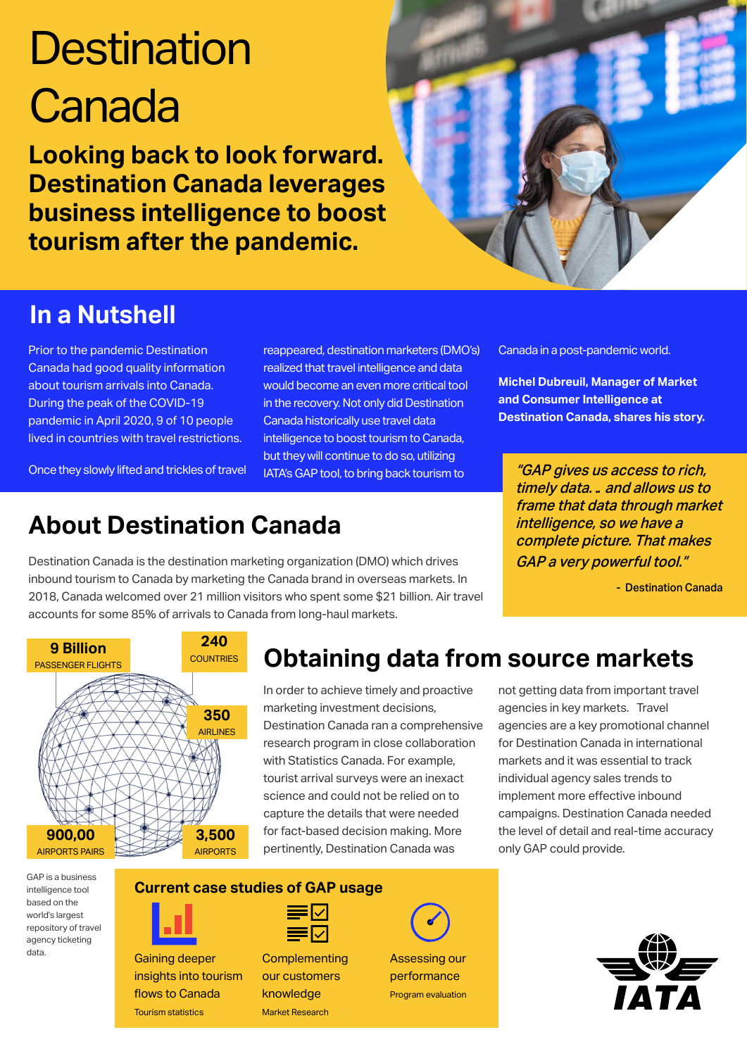# Destination Canada

## Looking back to look forward. Destination Canada leverages business intelligence to boost tourism after the pandemic.

## In a Nutshell

Prior to the pandemic Destination Canada had good quality information about tourism arrivals into Canada. During the peak of the COVID-19 pandemic in April 2020, 9 of 10 people lived in countries with travel restrictions.

Once they slowly lifted and trickles of travel reappeared, destination marketers (DMO's) realized that travel intelligence and data would become an even more critical tool in the recovery. Not only did Destination Canada historically use travel data intelligence to boost tourism to Canada, but they will continue to do so, utilizing IATA's GAP tool, to bring back tourism to Canada in a post-pandemic world.

**Michel Dubreuil, Manager of Market and Consumer Intelligence at Destination Canada, shares his story.**

> *"GAP gives us access to rich, timely data.. and allows us to frame that data through market intelligence, so we have a complete picture. That makes GAP a very powerful tool."*
>
> \- Destination Canada

## About Destination Canada

Destination Canada is the destination marketing organization (DMO) which drives inbound tourism to Canada by marketing the Canada brand in overseas markets. In 2018, Canada welcomed over 21 million visitors who spent some $21 billion. Air travel accounts for some 85% of arrivals to Canada from long-haul markets.

**9 Billion** PASSENGER FLIGHTS

**240** COUNTRIES

**350** AIRLINES

**900,00** AIRPORTS PAIRS

**3,500** AIRPORTS

GAP is a business intelligence tool based on the world's largest repository of travel agency ticketing data.

## Obtaining data from source markets

In order to achieve timely and proactive marketing investment decisions, Destination Canada ran a comprehensive research program in close collaboration with Statistics Canada. For example, tourist arrival surveys were an inexact science and could not be relied on to capture the details that were needed for fact-based decision making. More pertinently, Destination Canada was not getting data from important travel agencies in key markets. Travel agencies are a key promotional channel for Destination Canada in international markets and it was essential to track individual agency sales trends to implement more effective inbound campaigns. Destination Canada needed the level of detail and real-time accuracy only GAP could provide.

### Current case studies of GAP usage

- Gaining deeper insights into tourism flows to Canada — Tourism statistics
- Complementing our customers knowledge — Market Research
- Assessing our performance — Program evaluation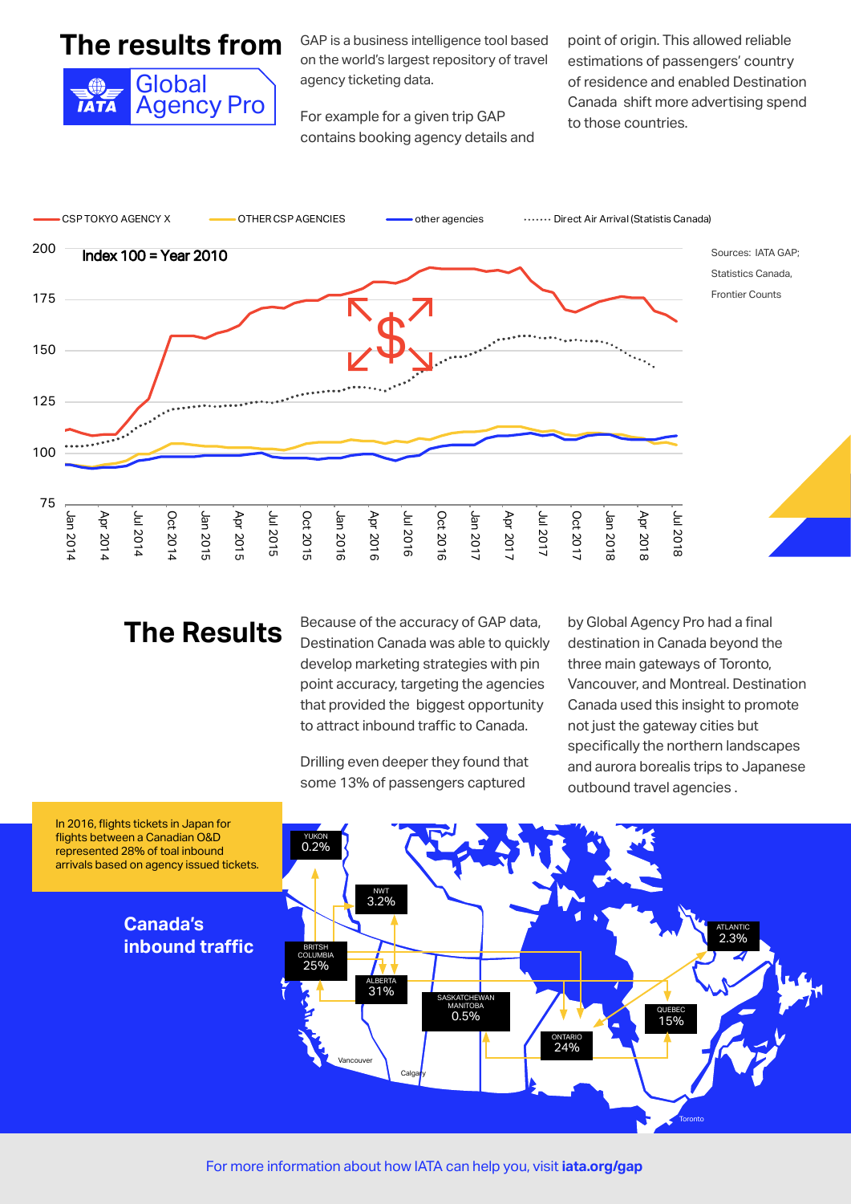# The results from Global Agency Pro

GAP is a business intelligence tool based on the world's largest repository of travel agency ticketing data.

For example for a given trip GAP contains booking agency details and point of origin. This allowed reliable estimations of passengers' country of residence and enabled Destination Canada shift more advertising spend to those countries.

CSP TOKYO AGENCY X
OTHER CSP AGENCIES
other agencies
Direct Air Arrival (Statistis Canada)

Index 100 = Year 2010

200
175
150
125
100
75

Jan 2014, Apr 2014, Jul 2014, Oct 2014, Jan 2015, Apr 2015, Jul 2015, Oct 2015, Jan 2016, Apr 2016, Jul 2016, Oct 2016, Jan 2017, Apr 2017, Jul 2017, Oct 2017, Jan 2018, Apr 2018, Jul 2018

Sources: IATA GAP; Statistics Canada, Frontier Counts

# The Results

Because of the accuracy of GAP data, Destination Canada was able to quickly develop marketing strategies with pin point accuracy, targeting the agencies that provided the biggest opportunity to attract inbound traffic to Canada.

Drilling even deeper they found that some 13% of passengers captured by Global Agency Pro had a final destination in Canada beyond the three main gateways of Toronto, Vancouver, and Montreal. Destination Canada used this insight to promote not just the gateway cities but specifically the northern landscapes and aurora borealis trips to Japanese outbound travel agencies .

In 2016, flights tickets in Japan for flights between a Canadian O&D represented 28% of toal inbound arrivals based on agency issued tickets.

**Canada's inbound traffic**

YUKON 0.2%
NWT 3.2%
BRITISH COLUMBIA 25%
ALBERTA 31%
SASKATCHEWAN MANITOBA 0.5%
ONTARIO 24%
QUEBEC 15%
ATLANTIC 2.3%
Vancouver
Calgary
Toronto

For more information about how IATA can help you, visit **iata.org/gap**